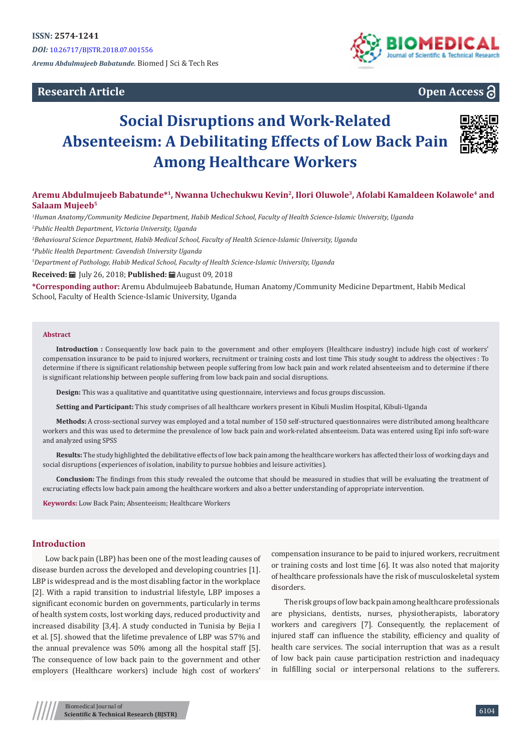ISSN: 2574-1241

*DOI:* 10.26717/BJSTR.2018.07.001556

*Aremu Abdulmujeeb Babatunde.* Biomed J Sci & Tech Res

**Research Article**

**Open Access**

# Social Disruptions and Work-Related Absenteeism: A Debilitating Effects of Low Back Pain Among Healthcare Workers

**Aremu Abdulmujeeb Babatunde*[1], Nwanna Uchechukwu Kevin[2], Ilori Oluwole[3], Afolabi Kamaldeen Kolawole[4] and Salaam Mujeeb[5]**

[1]*Human Anatomy/Community Medicine Department, Habib Medical School, Faculty of Health Science-Islamic University, Uganda*

[2]*Public Health Department, Victoria University, Uganda*

[3]*Behavioural Science Department, Habib Medical School, Faculty of Health Science-Islamic University, Uganda*

[4]*Public Health Department: Cavendish University Uganda*

[5]*Department of Pathology, Habib Medical School, Faculty of Health Science-Islamic University, Uganda*

**Received:** July 26, 2018; **Published:** August 09, 2018

**\*Corresponding author:** Aremu Abdulmujeeb Babatunde, Human Anatomy /Community Medicine Department, Habib Medical School, Faculty of Health Science-Islamic University, Uganda

## Abstract

**Introduction :** Consequently low back pain to the government and other employers (Healthcare industry) include high cost of workers' compensation insurance to be paid to injured workers, recruitment or training costs and lost time This study sought to address the objectives : To determine if there is significant relationship between people suffering from low back pain and work related absenteeism and to determine if there is significant relationship between people suffering from low back pain and social disruptions.

**Design:** This was a qualitative and quantitative using questionnaire, interviews and focus groups discussion.

**Setting and Participant:** This study comprises of all healthcare workers present in Kibuli Muslim Hospital, Kibuli-Uganda

**Methods:** A cross-sectional survey was employed and a total number of 150 self-structured questionnaires were distributed among healthcare workers and this was used to determine the prevalence of low back pain and work-related absenteeism. Data was entered using Epi info soft-ware and analyzed using SPSS

**Results:** The study highlighted the debilitative effects of low back pain among the healthcare workers has affected their loss of working days and social disruptions (experiences of isolation, inability to pursue hobbies and leisure activities).

**Conclusion:** The findings from this study revealed the outcome that should be measured in studies that will be evaluating the treatment of excruciating effects low back pain among the healthcare workers and also a better understanding of appropriate intervention.

**Keywords:** Low Back Pain; Absenteeism; Healthcare Workers

## Introduction

Low back pain (LBP) has been one of the most leading causes of disease burden across the developed and developing countries [1]. LBP is widespread and is the most disabling factor in the workplace [2]. With a rapid transition to industrial lifestyle, LBP imposes a significant economic burden on governments, particularly in terms of health system costs, lost working days, reduced productivity and increased disability [3,4]. A study conducted in Tunisia by Bejia I et al. [5]. showed that the lifetime prevalence of LBP was 57% and the annual prevalence was 50% among all the hospital staff [5]. The consequence of low back pain to the government and other employers (Healthcare workers) include high cost of workers' compensation insurance to be paid to injured workers, recruitment or training costs and lost time [6]. It was also noted that majority of healthcare professionals have the risk of musculoskeletal system disorders.

The risk groups of low back pain among healthcare professionals are physicians, dentists, nurses, physiotherapists, laboratory workers and caregivers [7]. Consequently, the replacement of injured staff can influence the stability, efficiency and quality of health care services. The social interruption that was as a result of low back pain cause participation restriction and inadequacy in fulfilling social or interpersonal relations to the sufferers.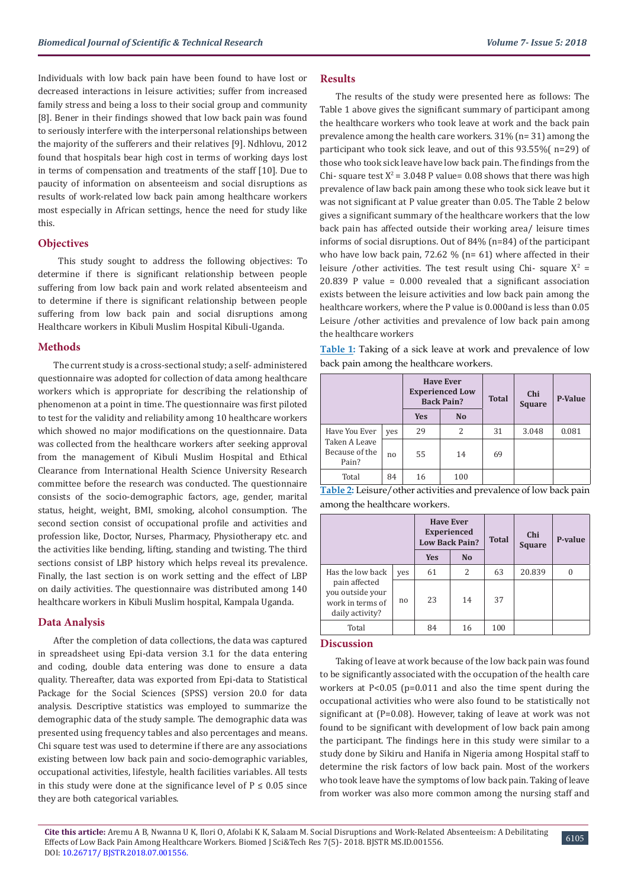Individuals with low back pain have been found to have lost or decreased interactions in leisure activities; suffer from increased family stress and being a loss to their social group and community [8]. Bener in their findings showed that low back pain was found to seriously interfere with the interpersonal relationships between the majority of the sufferers and their relatives [9]. Ndhlovu, 2012 found that hospitals bear high cost in terms of working days lost in terms of compensation and treatments of the staff [10]. Due to paucity of information on absenteeism and social disruptions as results of work-related low back pain among healthcare workers most especially in African settings, hence the need for study like this.

## Objectives

This study sought to address the following objectives: To determine if there is significant relationship between people suffering from low back pain and work related absenteeism and to determine if there is significant relationship between people suffering from low back pain and social disruptions among Healthcare workers in Kibuli Muslim Hospital Kibuli-Uganda.

## Methods

The current study is a cross-sectional study; a self- administered questionnaire was adopted for collection of data among healthcare workers which is appropriate for describing the relationship of phenomenon at a point in time. The questionnaire was first piloted to test for the validity and reliability among 10 healthcare workers which showed no major modifications on the questionnaire. Data was collected from the healthcare workers after seeking approval from the management of Kibuli Muslim Hospital and Ethical Clearance from International Health Science University Research committee before the research was conducted. The questionnaire consists of the socio-demographic factors, age, gender, marital status, height, weight, BMI, smoking, alcohol consumption. The second section consist of occupational profile and activities and profession like, Doctor, Nurses, Pharmacy, Physiotherapy etc. and the activities like bending, lifting, standing and twisting. The third sections consist of LBP history which helps reveal its prevalence. Finally, the last section is on work setting and the effect of LBP on daily activities. The questionnaire was distributed among 140 healthcare workers in Kibuli Muslim hospital, Kampala Uganda.

## Data Analysis

After the completion of data collections, the data was captured in spreadsheet using Epi-data version 3.1 for the data entering and coding, double data entering was done to ensure a data quality. Thereafter, data was exported from Epi-data to Statistical Package for the Social Sciences (SPSS) version 20.0 for data analysis. Descriptive statistics was employed to summarize the demographic data of the study sample. The demographic data was presented using frequency tables and also percentages and means. Chi square test was used to determine if there are any associations existing between low back pain and socio-demographic variables, occupational activities, lifestyle, health facilities variables. All tests in this study were done at the significance level of $P \leq 0.05$ since they are both categorical variables.

## Results

The results of the study were presented here as follows: The Table 1 above gives the significant summary of participant among the healthcare workers who took leave at work and the back pain prevalence among the health care workers. 31% (n= 31) among the participant who took sick leave, and out of this 93.55%( n=29) of those who took sick leave have low back pain. The findings from the Chi- square test $X^2 = 3.048$ P value= 0.08 shows that there was high prevalence of law back pain among these who took sick leave but it was not significant at P value greater than 0.05. The Table 2 below gives a significant summary of the healthcare workers that the low back pain has affected outside their working area/ leisure times informs of social disruptions. Out of 84% (n=84) of the participant who have low back pain, 72.62 % (n= 61) where affected in their leisure /other activities. The test result using Chi- square $X^2 = 20.839$ P value = 0.000 revealed that a significant association exists between the leisure activities and low back pain among the healthcare workers, where the P value is 0.000and is less than 0.05 Leisure /other activities and prevalence of low back pain among the healthcare workers

**Table 1:** Taking of a sick leave at work and prevalence of low back pain among the healthcare workers.

| | | Have Ever Experienced Low Back Pain? | | Total | Chi Square | P-Value |
|---|---|---|---|---|---|---|
| | | Yes | No | | | |
| Have You Ever Taken A Leave Because of the Pain? | yes | 29 | 2 | 31 | 3.048 | 0.081 |
| | no | 55 | 14 | 69 | | |
| Total | 84 | 16 | 100 | | | |

**Table 2:** Leisure/other activities and prevalence of low back pain among the healthcare workers.

| | | Have Ever Experienced Low Back Pain? | | Total | Chi Square | P-value |
|---|---|---|---|---|---|---|
| | | Yes | No | | | |
| Has the low back pain affected you outside your work in terms of daily activity? | yes | 61 | 2 | 63 | 20.839 | 0 |
| | no | 23 | 14 | 37 | | |
| Total | | 84 | 16 | 100 | | |

## Discussion

Taking of leave at work because of the low back pain was found to be significantly associated with the occupation of the health care workers at P<0.05 (p=0.011 and also the time spent during the occupational activities who were also found to be statistically not significant at (P=0.08). However, taking of leave at work was not found to be significant with development of low back pain among the participant. The findings here in this study were similar to a study done by Sikiru and Hanifa in Nigeria among Hospital staff to determine the risk factors of low back pain. Most of the workers who took leave have the symptoms of low back pain. Taking of leave from worker was also more common among the nursing staff and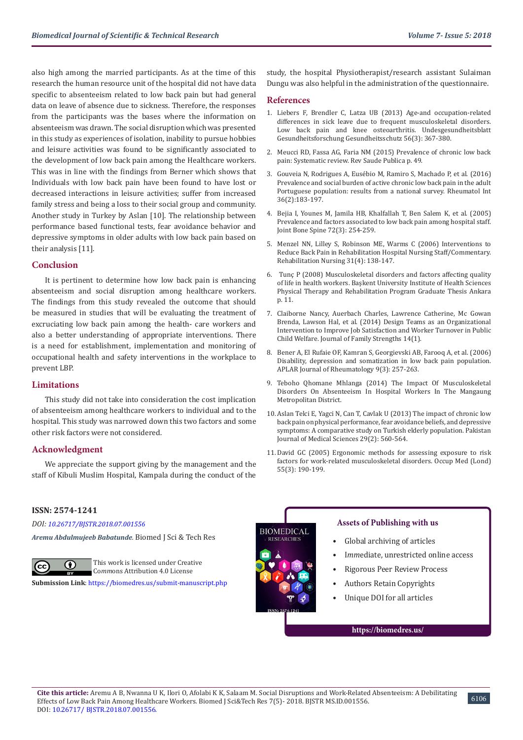also high among the married participants. As at the time of this research the human resource unit of the hospital did not have data specific to absenteeism related to low back pain but had general data on leave of absence due to sickness. Therefore, the responses from the participants was the bases where the information on absenteeism was drawn. The social disruption which was presented in this study as experiences of isolation, inability to pursue hobbies and leisure activities was found to be significantly associated to the development of low back pain among the Healthcare workers. This was in line with the findings from Berner which shows that Individuals with low back pain have been found to have lost or decreased interactions in leisure activities; suffer from increased family stress and being a loss to their social group and community. Another study in Turkey by Aslan [10]. The relationship between performance based functional tests, fear avoidance behavior and depressive symptoms in older adults with low back pain based on their analysis [11].

## Conclusion

It is pertinent to determine how low back pain is enhancing absenteeism and social disruption among healthcare workers. The findings from this study revealed the outcome that should be measured in studies that will be evaluating the treatment of excruciating low back pain among the health- care workers and also a better understanding of appropriate interventions. There is a need for establishment, implementation and monitoring of occupational health and safety interventions in the workplace to prevent LBP.

## Limitations

This study did not take into consideration the cost implication of absenteeism among healthcare workers to individual and to the hospital. This study was narrowed down this two factors and some other risk factors were not considered.

## Acknowledgment

We appreciate the support giving by the management and the staff of Kibuli Muslim Hospital, Kampala during the conduct of the study, the hospital Physiotherapist/research assistant Sulaiman Dungu was also helpful in the administration of the questionnaire.

## References

1. Liebers F, Brendler C, Latza UB (2013) Age-and occupation-related differences in sick leave due to frequent musculoskeletal disorders. Low back pain and knee osteoarthritis. Undesgesundheitsblatt Gesundheitsforschung Gesundheitsschutz 56(3): 367-380.
2. Meucci RD, Fassa AG, Faria NM (2015) Prevalence of chronic low back pain: Systematic review. Rev Saude Publica p. 49.
3. Gouveia N, Rodrigues A, Eusébio M, Ramiro S, Machado P, et al. (2016) Prevalence and social burden of active chronic low back pain in the adult Portuguese population: results from a national survey. Rheumatol Int 36(2):183-197.
4. Bejia I, Younes M, Jamila HB, Khalfallah T, Ben Salem K, et al. (2005) Prevalence and factors associated to low back pain among hospital staff. Joint Bone Spine 72(3): 254-259.
5. Menzel NN, Lilley S, Robinson ME, Warms C (2006) Interventions to Reduce Back Pain in Rehabilitation Hospital Nursing Staff/Commentary. Rehabilitation Nursing 31(4): 138-147.
6. Tunç P (2008) Musculoskeletal disorders and factors affecting quality of life in health workers. Başkent University Institute of Health Sciences Physical Therapy and Rehabilitation Program Graduate Thesis Ankara p. 11.
7. Claiborne Nancy, Auerbach Charles, Lawrence Catherine, Mc Gowan Brenda, Lawson Hal, et al. (2014) Design Teams as an Organizational Intervention to Improve Job Satisfaction and Worker Turnover in Public Child Welfare. Journal of Family Strengths 14(1).
8. Bener A, El Rufaie OF, Kamran S, Georgievski AB, Farooq A, et al. (2006) Disability, depression and somatization in low back pain population. APLAR Journal of Rheumatology 9(3): 257-263.
9. Teboho Qhomane Mhlanga (2014) The Impact Of Musculoskeletal Disorders On Absenteeism In Hospital Workers In The Mangaung Metropolitan District.
10. Aslan Telci E, Yagci N, Can T, Cavlak U (2013) The impact of chronic low back pain on physical performance, fear avoidance beliefs, and depressive symptoms: A comparative study on Turkish elderly population. Pakistan Journal of Medical Sciences 29(2): 560-564.
11. David GC (2005) Ergonomic methods for assessing exposure to risk factors for work-related musculoskeletal disorders. Occup Med (Lond) 55(3): 190-199.

**ISSN: 2574-1241**

*DOI: 10.26717/BJSTR.2018.07.001556*

*Aremu Abdulmujeeb Babatunde.* Biomed J Sci & Tech Res

This work is licensed under Creative Commons Attribution 4.0 License

**Submission Link**: https://biomedres.us/submit-manuscript.php

**Assets of Publishing with us**

- Global archiving of articles
- Immediate, unrestricted online access
- Rigorous Peer Review Process
- Authors Retain Copyrights
- Unique DOI for all articles

https://biomedres.us/

**Cite this article:** Aremu A B, Nwanna U K, Ilori O, Afolabi K K, Salaam M. Social Disruptions and Work-Related Absenteeism: A Debilitating Effects of Low Back Pain Among Healthcare Workers. Biomed J Sci&Tech Res 7(5)- 2018. BJSTR MS.ID.001556. DOI: 10.26717/ BJSTR.2018.07.001556.